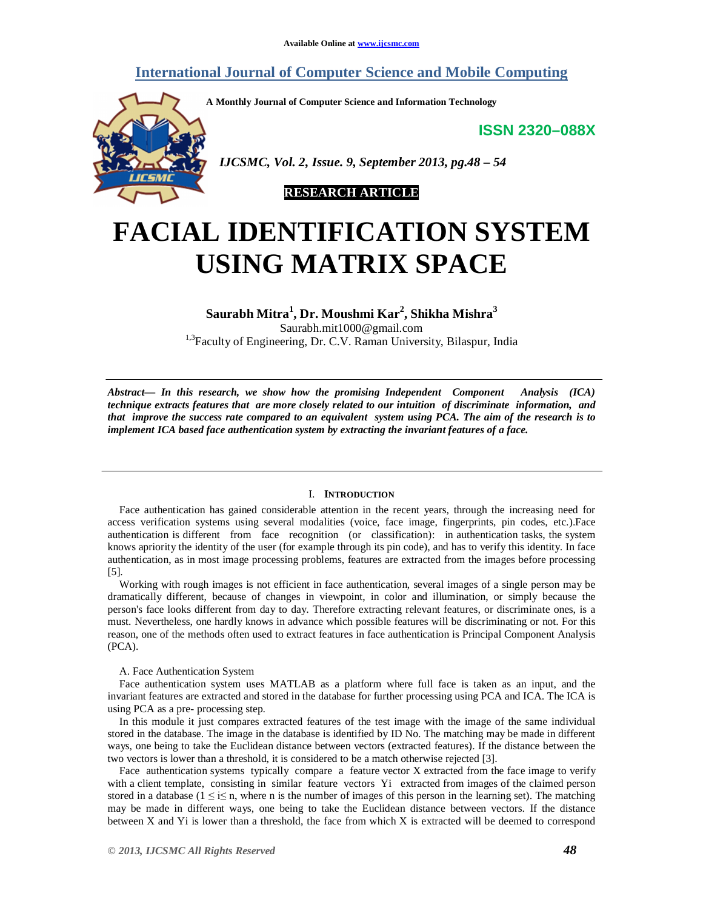Available Online at www.ijcsmc.com

# International Journal of Computer Science and Mobile Computing

A Monthly Journal of Computer Science and Information Technology

ISSN 2320–088X

*IJCSMC, Vol. 2, Issue. 9, September 2013, pg.48 – 54*

**RESEARCH ARTICLE**

# FACIAL IDENTIFICATION SYSTEM USING MATRIX SPACE

**Saurabh Mitra[1], Dr. Moushmi Kar[2], Shikha Mishra[3]**

Saurabh.mit1000@gmail.com

[1,3]Faculty of Engineering, Dr. C.V. Raman University, Bilaspur, India

***Abstract— In this research, we show how the promising Independent Component Analysis (ICA) technique extracts features that are more closely related to our intuition of discriminate information, and that improve the success rate compared to an equivalent system using PCA. The aim of the research is to implement ICA based face authentication system by extracting the invariant features of a face.***

## I. INTRODUCTION

Face authentication has gained considerable attention in the recent years, through the increasing need for access verification systems using several modalities (voice, face image, fingerprints, pin codes, etc.).Face authentication is different from face recognition (or classification): in authentication tasks, the system knows apriority the identity of the user (for example through its pin code), and has to verify this identity. In face authentication, as in most image processing problems, features are extracted from the images before processing [5].

Working with rough images is not efficient in face authentication, several images of a single person may be dramatically different, because of changes in viewpoint, in color and illumination, or simply because the person's face looks different from day to day. Therefore extracting relevant features, or discriminate ones, is a must. Nevertheless, one hardly knows in advance which possible features will be discriminating or not. For this reason, one of the methods often used to extract features in face authentication is Principal Component Analysis (PCA).

### A. Face Authentication System

Face authentication system uses MATLAB as a platform where full face is taken as an input, and the invariant features are extracted and stored in the database for further processing using PCA and ICA. The ICA is using PCA as a pre- processing step.

In this module it just compares extracted features of the test image with the image of the same individual stored in the database. The image in the database is identified by ID No. The matching may be made in different ways, one being to take the Euclidean distance between vectors (extracted features). If the distance between the two vectors is lower than a threshold, it is considered to be a match otherwise rejected [3].

Face authentication systems typically compare a feature vector X extracted from the face image to verify with a client template, consisting in similar feature vectors Yi extracted from images of the claimed person stored in a database ($1 \leq i \leq n$, where n is the number of images of this person in the learning set). The matching may be made in different ways, one being to take the Euclidean distance between vectors. If the distance between X and Yi is lower than a threshold, the face from which X is extracted will be deemed to correspond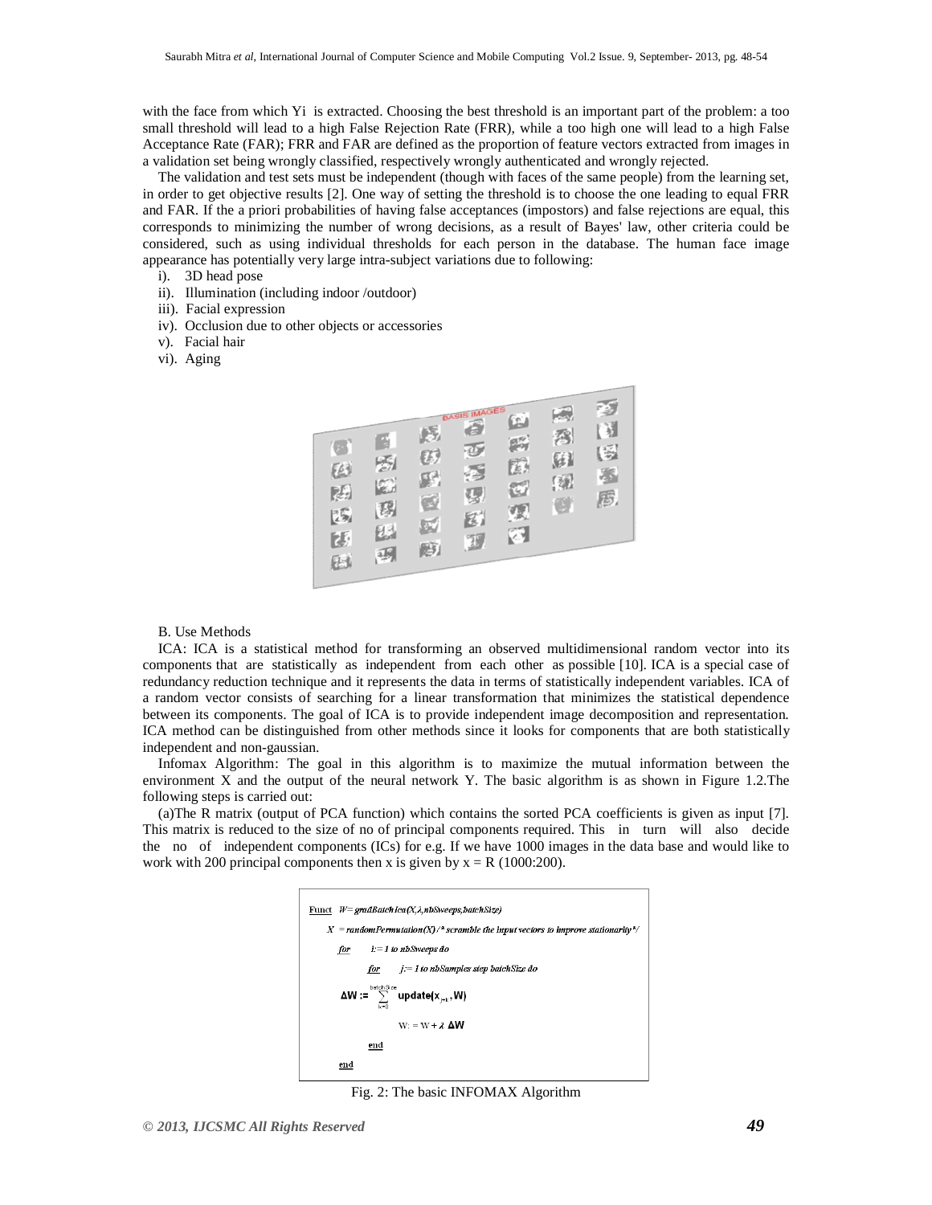with the face from which Yi is extracted. Choosing the best threshold is an important part of the problem: a too small threshold will lead to a high False Rejection Rate (FRR), while a too high one will lead to a high False Acceptance Rate (FAR); FRR and FAR are defined as the proportion of feature vectors extracted from images in a validation set being wrongly classified, respectively wrongly authenticated and wrongly rejected.

The validation and test sets must be independent (though with faces of the same people) from the learning set, in order to get objective results [2]. One way of setting the threshold is to choose the one leading to equal FRR and FAR. If the a priori probabilities of having false acceptances (impostors) and false rejections are equal, this corresponds to minimizing the number of wrong decisions, as a result of Bayes' law, other criteria could be considered, such as using individual thresholds for each person in the database. The human face image appearance has potentially very large intra-subject variations due to following:

i). 3D head pose
ii). Illumination (including indoor /outdoor)
iii). Facial expression
iv). Occlusion due to other objects or accessories
v). Facial hair
vi). Aging

B. Use Methods

ICA: ICA is a statistical method for transforming an observed multidimensional random vector into its components that are statistically as independent from each other as possible [10]. ICA is a special case of redundancy reduction technique and it represents the data in terms of statistically independent variables. ICA of a random vector consists of searching for a linear transformation that minimizes the statistical dependence between its components. The goal of ICA is to provide independent image decomposition and representation. ICA method can be distinguished from other methods since it looks for components that are both statistically independent and non-gaussian.

Infomax Algorithm: The goal in this algorithm is to maximize the mutual information between the environment X and the output of the neural network Y. The basic algorithm is as shown in Figure 1.2.The following steps is carried out:

(a)The R matrix (output of PCA function) which contains the sorted PCA coefficients is given as input [7]. This matrix is reduced to the size of no of principal components required. This in turn will also decide the no of independent components (ICs) for e.g. If we have 1000 images in the data base and would like to work with 200 principal components then x is given by x = R (1000:200).

```
Funct  W= gradBatchIca(X,λ,nbSweeps,batchSize)
    X = randomPermutation(X) /* scramble the input vectors to improve stationarity */
    for    i:= 1 to nbSweeps do
        for    j:= 1 to nbSamples step batchSize do
    ΔW := Σ_{k=0}^{batchSize} update(x_{j+k}, W)
            W: = W + λ ΔW
        end
    end
```

Fig. 2: The basic INFOMAX Algorithm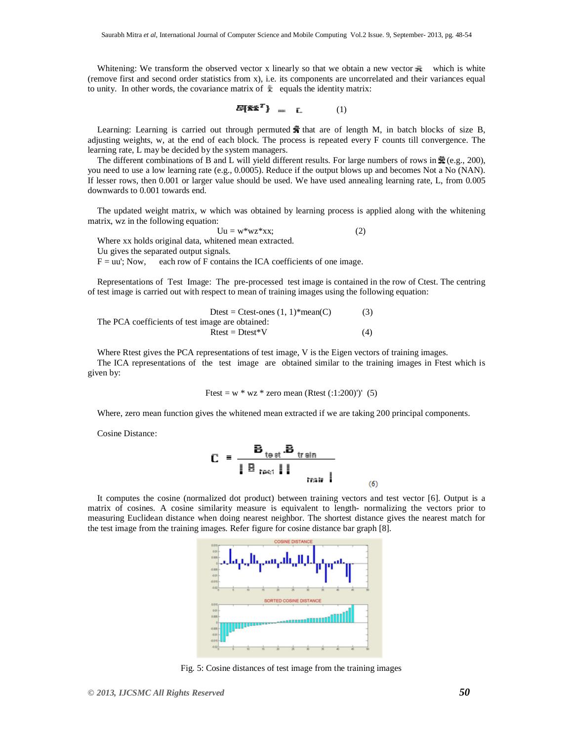Whitening: We transform the observed vector x linearly so that we obtain a new vector $\tilde{x}$ which is white (remove first and second order statistics from x), i.e. its components are uncorrelated and their variances equal to unity. In other words, the covariance matrix of $\tilde{x}$ equals the identity matrix:

$$E\{\tilde{x}\tilde{x}^T\} = I \quad (1)$$

Learning: Learning is carried out through permuted $\tilde{x}$ that are of length M, in batch blocks of size B, adjusting weights, w, at the end of each block. The process is repeated every F counts till convergence. The learning rate, L may be decided by the system managers.

The different combinations of B and L will yield different results. For large numbers of rows in $\tilde{x}$ (e.g., 200), you need to use a low learning rate (e.g., 0.0005). Reduce if the output blows up and becomes Not a No (NAN). If lesser rows, then 0.001 or larger value should be used. We have used annealing learning rate, L, from 0.005 downwards to 0.001 towards end.

The updated weight matrix, w which was obtained by learning process is applied along with the whitening matrix, wz in the following equation:

$$Uu = w*wz*xx; \quad (2)$$

Where xx holds original data, whitened mean extracted.

Uu gives the separated output signals.

F = uu'; Now, each row of F contains the ICA coefficients of one image.

Representations of Test Image: The pre-processed test image is contained in the row of Ctest. The centring of test image is carried out with respect to mean of training images using the following equation:

$$Dtest = Ctest\text{-}ones\ (1,\ 1)*mean(C) \quad (3)$$

The PCA coefficients of test image are obtained:

$$Rtest = Dtest*V \quad (4)$$

Where Rtest gives the PCA representations of test image, V is the Eigen vectors of training images.

The ICA representations of the test image are obtained similar to the training images in Ftest which is given by:

$$Ftest = w * wz * zero\ mean\ (Rtest\ (:1{:}200)')' \quad (5)$$

Where, zero mean function gives the whitened mean extracted if we are taking 200 principal components.

Cosine Distance:

$$C = \frac{B_{test} . B_{train}}{\|B_{test}\| \ \|B_{train}\|} \quad (6)$$

It computes the cosine (normalized dot product) between training vectors and test vector [6]. Output is a matrix of cosines. A cosine similarity measure is equivalent to length- normalizing the vectors prior to measuring Euclidean distance when doing nearest neighbor. The shortest distance gives the nearest match for the test image from the training images. Refer figure for cosine distance bar graph [8].

Fig. 5: Cosine distances of test image from the training images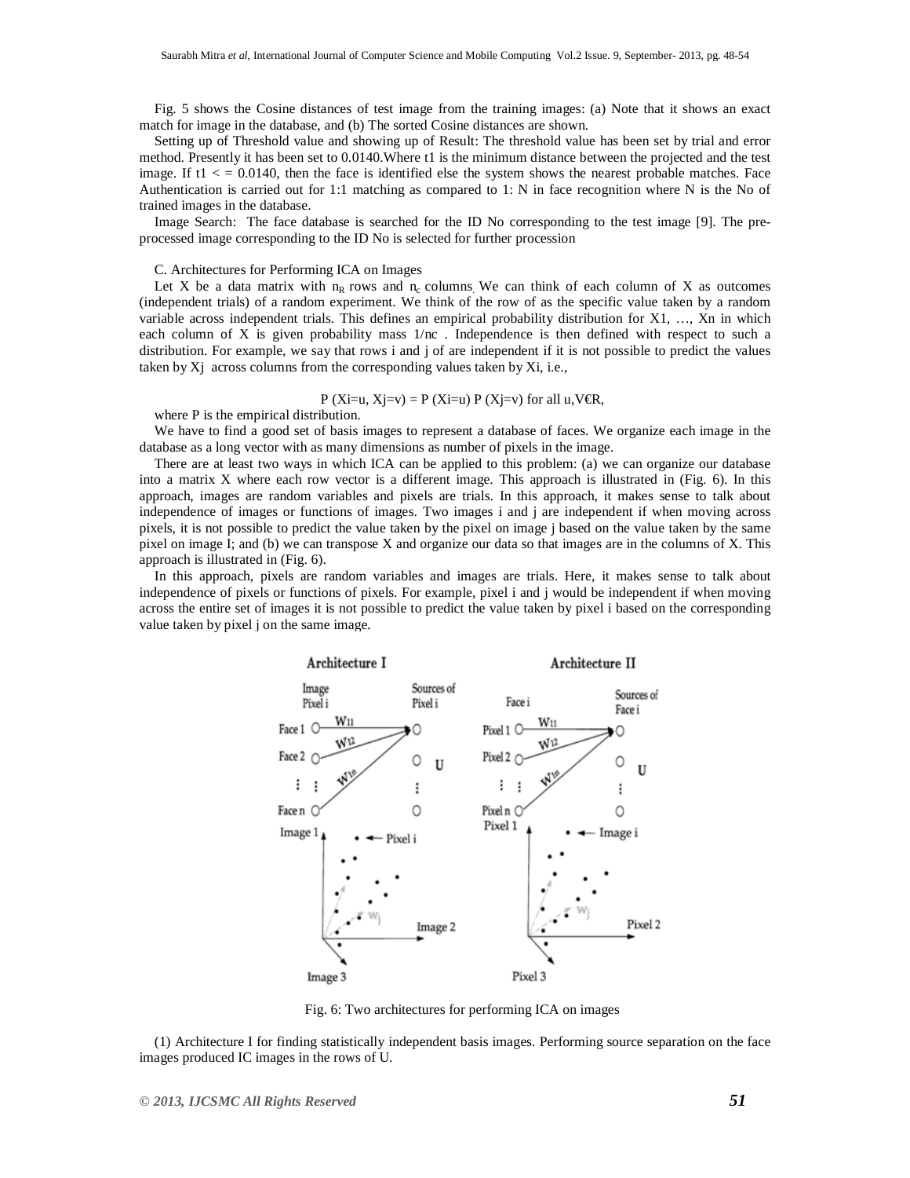Fig. 5 shows the Cosine distances of test image from the training images: (a) Note that it shows an exact match for image in the database, and (b) The sorted Cosine distances are shown.

Setting up of Threshold value and showing up of Result: The threshold value has been set by trial and error method. Presently it has been set to 0.0140.Where t1 is the minimum distance between the projected and the test image. If t1 < = 0.0140, then the face is identified else the system shows the nearest probable matches. Face Authentication is carried out for 1:1 matching as compared to 1: N in face recognition where N is the No of trained images in the database.

Image Search: The face database is searched for the ID No corresponding to the test image [9]. The pre-processed image corresponding to the ID No is selected for further procession

C. Architectures for Performing ICA on Images

Let X be a data matrix with $n_R$ rows and $n_c$ columns. We can think of each column of X as outcomes (independent trials) of a random experiment. We think of the row of as the specific value taken by a random variable across independent trials. This defines an empirical probability distribution for X1, …, Xn in which each column of X is given probability mass 1/nc . Independence is then defined with respect to such a distribution. For example, we say that rows i and j of are independent if it is not possible to predict the values taken by Xj across columns from the corresponding values taken by Xi, i.e.,

$$P(X_i=u, X_j=v) = P(X_i=u)\, P(X_j=v) \text{ for all } u,V \in R,$$

where P is the empirical distribution.

We have to find a good set of basis images to represent a database of faces. We organize each image in the database as a long vector with as many dimensions as number of pixels in the image.

There are at least two ways in which ICA can be applied to this problem: (a) we can organize our database into a matrix X where each row vector is a different image. This approach is illustrated in (Fig. 6). In this approach, images are random variables and pixels are trials. In this approach, it makes sense to talk about independence of images or functions of images. Two images i and j are independent if when moving across pixels, it is not possible to predict the value taken by the pixel on image j based on the value taken by the same pixel on image I; and (b) we can transpose X and organize our data so that images are in the columns of X. This approach is illustrated in (Fig. 6).

In this approach, pixels are random variables and images are trials. Here, it makes sense to talk about independence of pixels or functions of pixels. For example, pixel i and j would be independent if when moving across the entire set of images it is not possible to predict the value taken by pixel i based on the corresponding value taken by pixel j on the same image.

Fig. 6: Two architectures for performing ICA on images

(1) Architecture I for finding statistically independent basis images. Performing source separation on the face images produced IC images in the rows of U.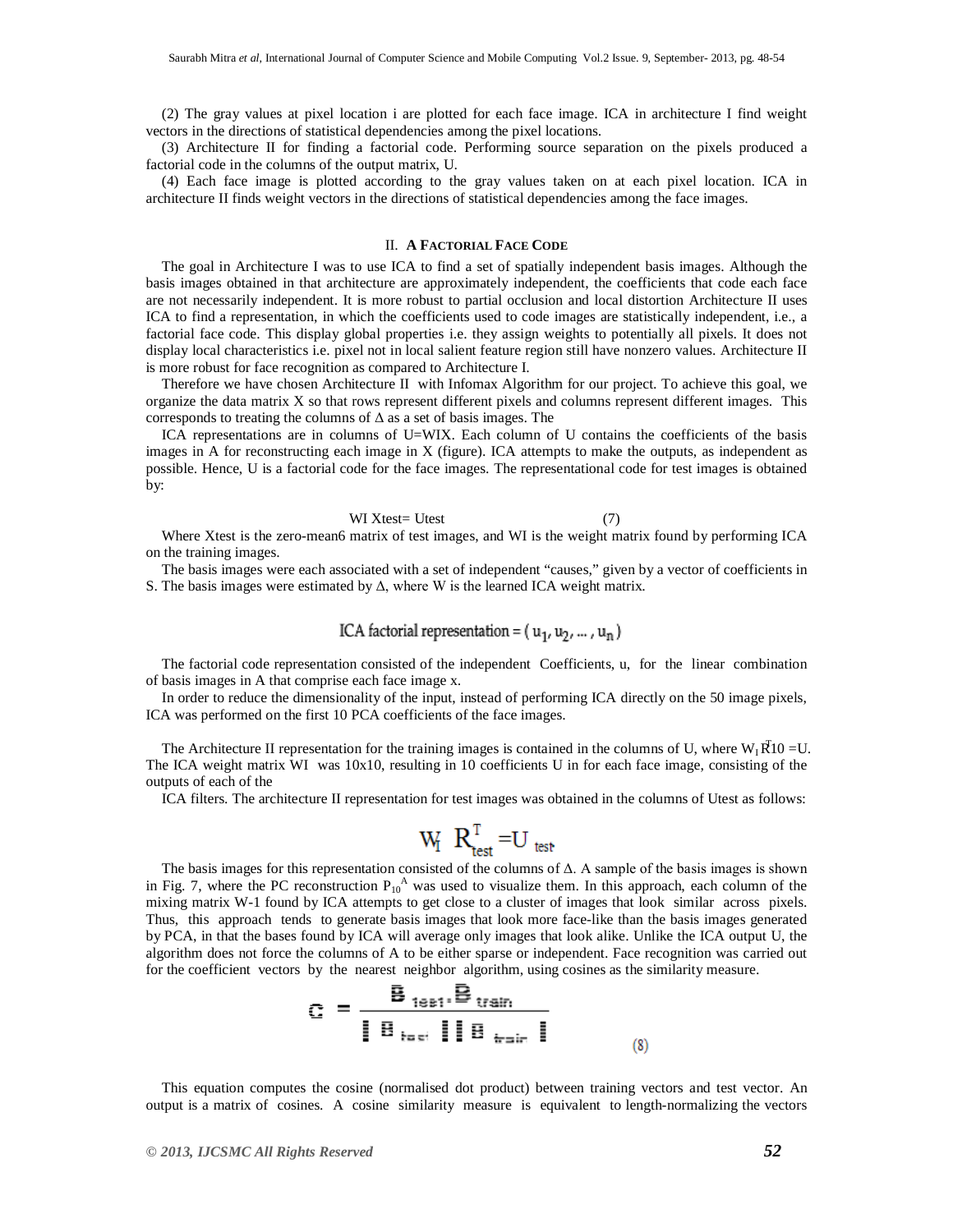(2) The gray values at pixel location i are plotted for each face image. ICA in architecture I find weight vectors in the directions of statistical dependencies among the pixel locations.

(3) Architecture II for finding a factorial code. Performing source separation on the pixels produced a factorial code in the columns of the output matrix, U.

(4) Each face image is plotted according to the gray values taken on at each pixel location. ICA in architecture II finds weight vectors in the directions of statistical dependencies among the face images.

## II. A FACTORIAL FACE CODE

The goal in Architecture I was to use ICA to find a set of spatially independent basis images. Although the basis images obtained in that architecture are approximately independent, the coefficients that code each face are not necessarily independent. It is more robust to partial occlusion and local distortion Architecture II uses ICA to find a representation, in which the coefficients used to code images are statistically independent, i.e., a factorial face code. This display global properties i.e. they assign weights to potentially all pixels. It does not display local characteristics i.e. pixel not in local salient feature region still have nonzero values. Architecture II is more robust for face recognition as compared to Architecture I.

Therefore we have chosen Architecture II with Infomax Algorithm for our project. To achieve this goal, we organize the data matrix X so that rows represent different pixels and columns represent different images. This corresponds to treating the columns of Δ as a set of basis images. The

ICA representations are in columns of U=WIX. Each column of U contains the coefficients of the basis images in A for reconstructing each image in X (figure). ICA attempts to make the outputs, as independent as possible. Hence, U is a factorial code for the face images. The representational code for test images is obtained by:

$$W_I X_{test} = U_{test} \quad (7)$$

Where Xtest is the zero-mean6 matrix of test images, and WI is the weight matrix found by performing ICA on the training images.

The basis images were each associated with a set of independent "causes," given by a vector of coefficients in S. The basis images were estimated by Δ, where W is the learned ICA weight matrix.

$$\text{ICA factorial representation} = (u_1, u_2, \ldots, u_n)$$

The factorial code representation consisted of the independent Coefficients, u, for the linear combination of basis images in A that comprise each face image x.

In order to reduce the dimensionality of the input, instead of performing ICA directly on the 50 image pixels, ICA was performed on the first 10 PCA coefficients of the face images.

The Architecture II representation for the training images is contained in the columns of U, where $W_I R_{10}^T = U$. The ICA weight matrix WI was 10x10, resulting in 10 coefficients U in for each face image, consisting of the outputs of each of the

ICA filters. The architecture II representation for test images was obtained in the columns of Utest as follows:

$$W_I R_{test}^T = U_{test}$$

The basis images for this representation consisted of the columns of Δ. A sample of the basis images is shown in Fig. 7, where the PC reconstruction $P_{10}^A$ was used to visualize them. In this approach, each column of the mixing matrix W-1 found by ICA attempts to get close to a cluster of images that look similar across pixels. Thus, this approach tends to generate basis images that look more face-like than the basis images generated by PCA, in that the bases found by ICA will average only images that look alike. Unlike the ICA output U, the algorithm does not force the columns of A to be either sparse or independent. Face recognition was carried out for the coefficient vectors by the nearest neighbor algorithm, using cosines as the similarity measure.

$$C = \frac{B_{test} \cdot B_{train}}{\| B_{test} \| \| B_{train} \|} \quad (8)$$

This equation computes the cosine (normalised dot product) between training vectors and test vector. An output is a matrix of cosines. A cosine similarity measure is equivalent to length-normalizing the vectors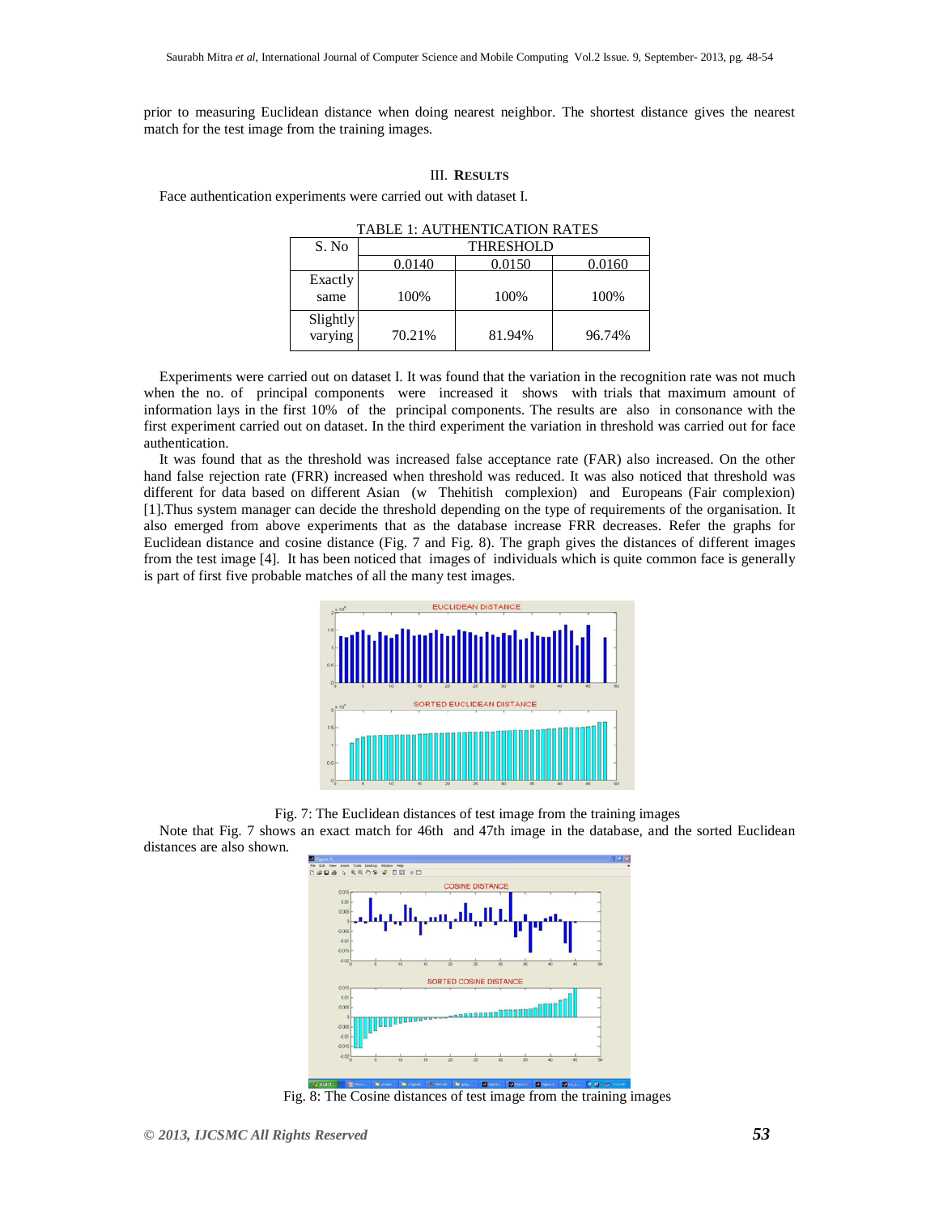prior to measuring Euclidean distance when doing nearest neighbor. The shortest distance gives the nearest match for the test image from the training images.

## III. RESULTS

Face authentication experiments were carried out with dataset I.

TABLE 1: AUTHENTICATION RATES

| S. No | THRESHOLD | | |
|---|---|---|---|
| | 0.0140 | 0.0150 | 0.0160 |
| Exactly same | 100% | 100% | 100% |
| Slightly varying | 70.21% | 81.94% | 96.74% |

Experiments were carried out on dataset I. It was found that the variation in the recognition rate was not much when the no. of principal components were increased it shows with trials that maximum amount of information lays in the first 10% of the principal components. The results are also in consonance with the first experiment carried out on dataset. In the third experiment the variation in threshold was carried out for face authentication.

It was found that as the threshold was increased false acceptance rate (FAR) also increased. On the other hand false rejection rate (FRR) increased when threshold was reduced. It was also noticed that threshold was different for data based on different Asian (w Thehitish complexion) and Europeans (Fair complexion) [1].Thus system manager can decide the threshold depending on the type of requirements of the organisation. It also emerged from above experiments that as the database increase FRR decreases. Refer the graphs for Euclidean distance and cosine distance (Fig. 7 and Fig. 8). The graph gives the distances of different images from the test image [4]. It has been noticed that images of individuals which is quite common face is generally is part of first five probable matches of all the many test images.

Fig. 7: The Euclidean distances of test image from the training images

Note that Fig. 7 shows an exact match for 46th and 47th image in the database, and the sorted Euclidean distances are also shown.

Fig. 8: The Cosine distances of test image from the training images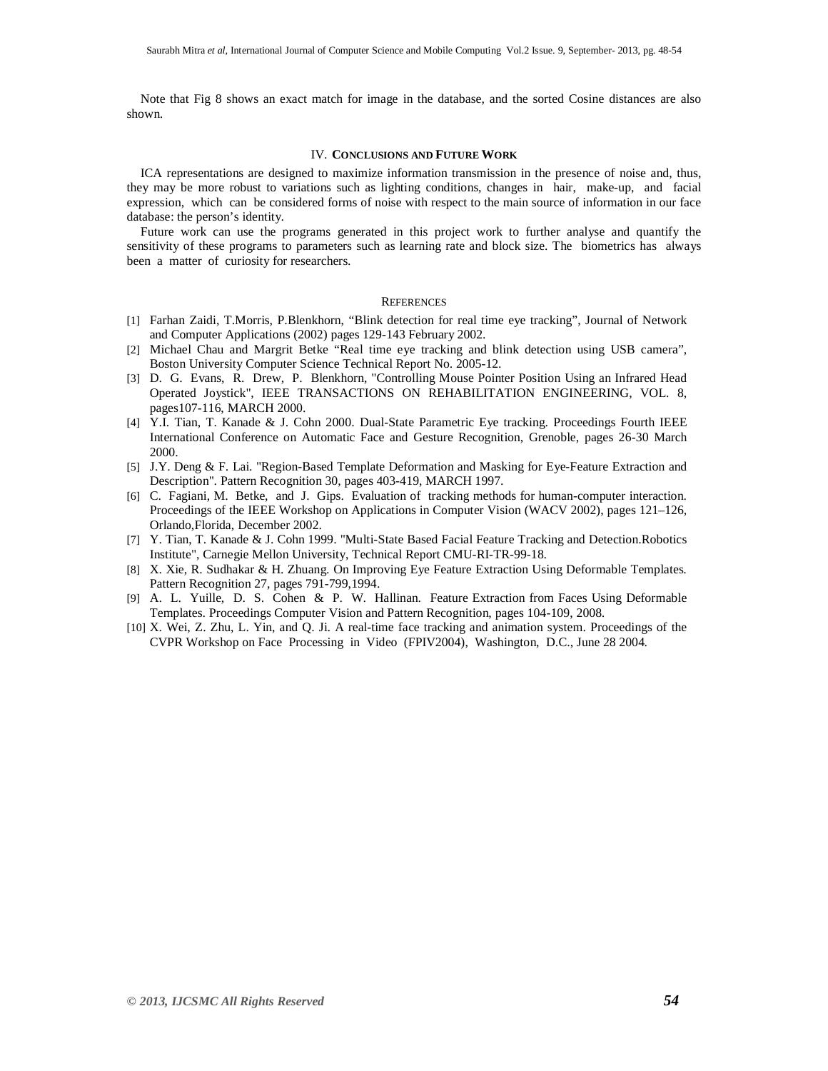Note that Fig 8 shows an exact match for image in the database, and the sorted Cosine distances are also shown.

## IV. Conclusions and Future Work

ICA representations are designed to maximize information transmission in the presence of noise and, thus, they may be more robust to variations such as lighting conditions, changes in hair, make-up, and facial expression, which can be considered forms of noise with respect to the main source of information in our face database: the person's identity.

Future work can use the programs generated in this project work to further analyse and quantify the sensitivity of these programs to parameters such as learning rate and block size. The biometrics has always been a matter of curiosity for researchers.

## References

[1] Farhan Zaidi, T.Morris, P.Blenkhorn, "Blink detection for real time eye tracking", Journal of Network and Computer Applications (2002) pages 129-143 February 2002.

[2] Michael Chau and Margrit Betke "Real time eye tracking and blink detection using USB camera", Boston University Computer Science Technical Report No. 2005-12.

[3] D. G. Evans, R. Drew, P. Blenkhorn, "Controlling Mouse Pointer Position Using an Infrared Head Operated Joystick", IEEE TRANSACTIONS ON REHABILITATION ENGINEERING, VOL. 8, pages107-116, MARCH 2000.

[4] Y.I. Tian, T. Kanade & J. Cohn 2000. Dual-State Parametric Eye tracking. Proceedings Fourth IEEE International Conference on Automatic Face and Gesture Recognition, Grenoble, pages 26-30 March 2000.

[5] J.Y. Deng & F. Lai. "Region-Based Template Deformation and Masking for Eye-Feature Extraction and Description". Pattern Recognition 30, pages 403-419, MARCH 1997.

[6] C. Fagiani, M. Betke, and J. Gips. Evaluation of tracking methods for human-computer interaction. Proceedings of the IEEE Workshop on Applications in Computer Vision (WACV 2002), pages 121–126, Orlando,Florida, December 2002.

[7] Y. Tian, T. Kanade & J. Cohn 1999. "Multi-State Based Facial Feature Tracking and Detection.Robotics Institute", Carnegie Mellon University, Technical Report CMU-RI-TR-99-18.

[8] X. Xie, R. Sudhakar & H. Zhuang. On Improving Eye Feature Extraction Using Deformable Templates. Pattern Recognition 27, pages 791-799,1994.

[9] A. L. Yuille, D. S. Cohen & P. W. Hallinan. Feature Extraction from Faces Using Deformable Templates. Proceedings Computer Vision and Pattern Recognition, pages 104-109, 2008.

[10] X. Wei, Z. Zhu, L. Yin, and Q. Ji. A real-time face tracking and animation system. Proceedings of the CVPR Workshop on Face Processing in Video (FPIV2004), Washington, D.C., June 28 2004.